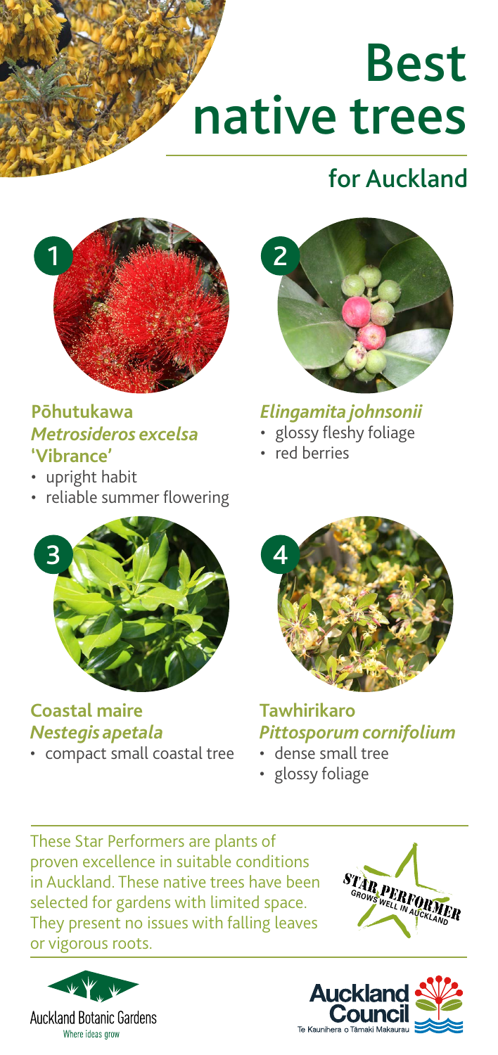# Best native trees

## for Auckland

### 1. Pōhutukawa *Metrosideros excelsa* 'Vibrance'

- upright habit
- reliable summer flowering

### 2. *Elingamita johnsonii*

- glossy fleshy foliage
- red berries

### 3. Coastal maire *Nestegis apetala*

- compact small coastal tree

### 4. Tawhirikaro *Pittosporum cornifolium*

- dense small tree
- glossy foliage

These Star Performers are plants of proven excellence in suitable conditions in Auckland. These native trees have been selected for gardens with limited space. They present no issues with falling leaves or vigorous roots.

STAR PERFORMER — GROWS WELL IN AUCKLAND

Auckland Botanic Gardens
Where ideas grow

Auckland Council
Te Kaunihera o Tāmaki Makaurau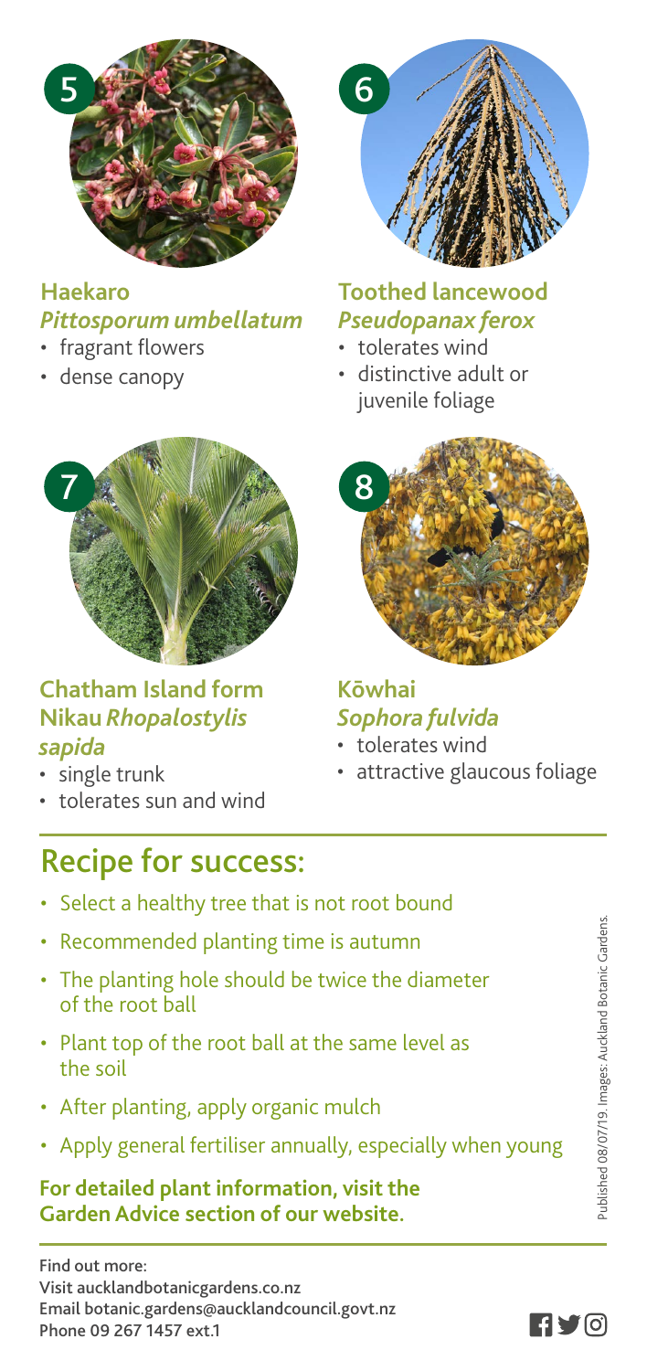5

**Haekaro**
***Pittosporum umbellatum***

- fragrant flowers
- dense canopy

6

**Toothed lancewood**
***Pseudopanax ferox***

- tolerates wind
- distinctive adult or juvenile foliage

7

**Chatham Island form Nikau *Rhopalostylis sapida***

- single trunk
- tolerates sun and wind

8

**Kōwhai**
***Sophora fulvida***

- tolerates wind
- attractive glaucous foliage

## Recipe for success:

- Select a healthy tree that is not root bound
- Recommended planting time is autumn
- The planting hole should be twice the diameter of the root ball
- Plant top of the root ball at the same level as the soil
- After planting, apply organic mulch
- Apply general fertiliser annually, especially when young

**For detailed plant information, visit the Garden Advice section of our website.**

Published 08/07/19. Images: Auckland Botanic Gardens.

Find out more:
Visit aucklandbotanicgardens.co.nz
Email botanic.gardens@aucklandcouncil.govt.nz
Phone 09 267 1457 ext.1